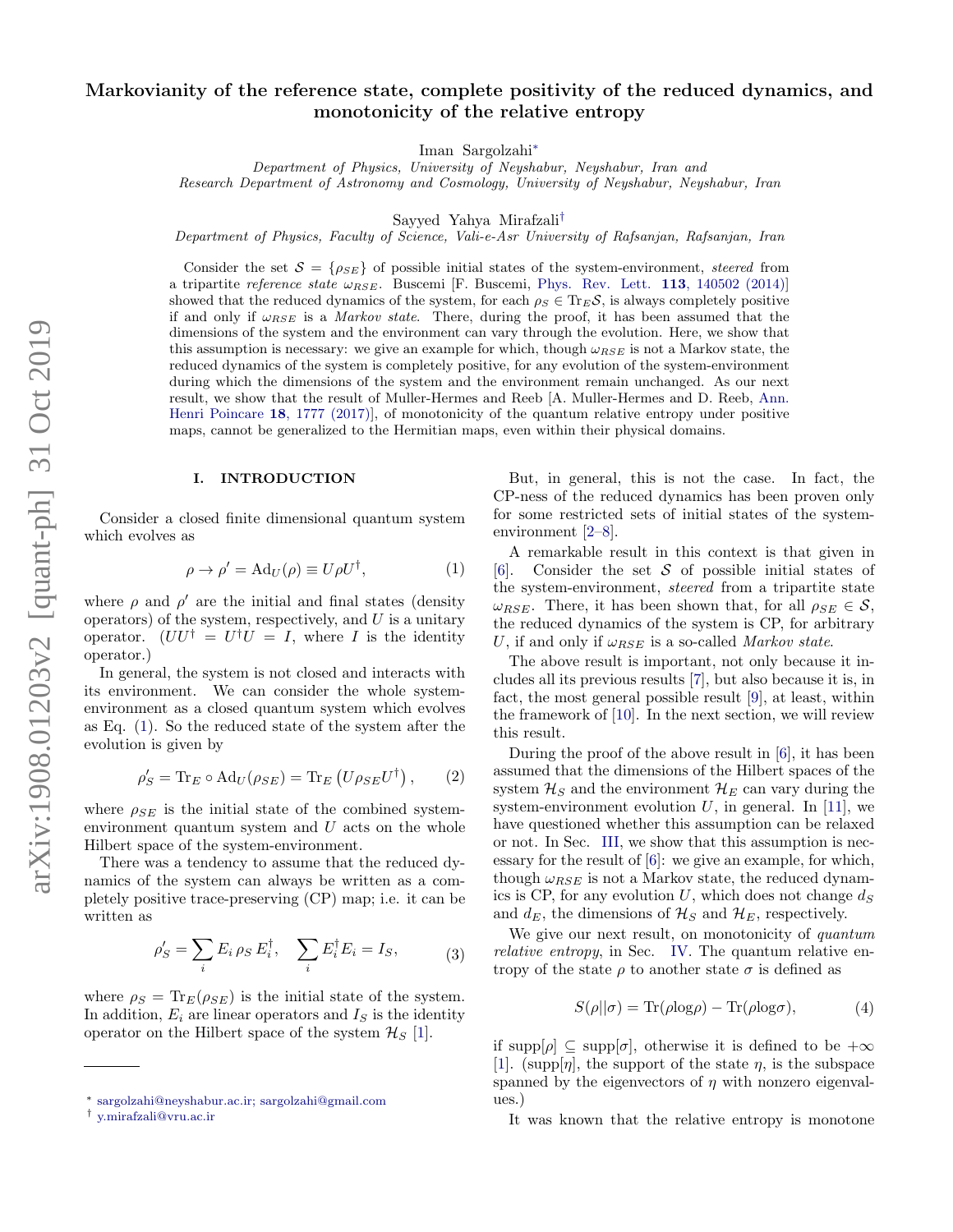# Markovianity of the reference state, complete positivity of the reduced dynamics, and monotonicity of the relative entropy

Iman Sargolzahi[*]

*Department of Physics, University of Neyshabur, Neyshabur, Iran and Research Department of Astronomy and Cosmology, University of Neyshabur, Neyshabur, Iran*

Sayyed Yahya Mirafzali[†]

*Department of Physics, Faculty of Science, Vali-e-Asr University of Rafsanjan, Rafsanjan, Iran*

Consider the set $\mathcal{S}=\{\rho_{SE}\}$ of possible initial states of the system-environment, *steered* from a tripartite *reference state* $\omega_{RSE}$. Buscemi [F. Buscemi, Phys. Rev. Lett. **113**, 140502 (2014)] showed that the reduced dynamics of the system, for each $\rho_S \in \mathrm{Tr}_E\mathcal{S}$, is always completely positive if and only if $\omega_{RSE}$ is a *Markov state*. There, during the proof, it has been assumed that the dimensions of the system and the environment can vary through the evolution. Here, we show that this assumption is necessary: we give an example for which, though $\omega_{RSE}$ is not a Markov state, the reduced dynamics of the system is completely positive, for any evolution of the system-environment during which the dimensions of the system and the environment remain unchanged. As our next result, we show that the result of Muller-Hermes and Reeb [A. Muller-Hermes and D. Reeb, Ann. Henri Poincare **18**, 1777 (2017)], of monotonicity of the quantum relative entropy under positive maps, cannot be generalized to the Hermitian maps, even within their physical domains.

## I. INTRODUCTION

Consider a closed finite dimensional quantum system which evolves as

$$\rho \rightarrow \rho' = \mathrm{Ad}_U(\rho) \equiv U\rho U^{\dagger}, \tag{1}$$

where $\rho$ and $\rho'$ are the initial and final states (density operators) of the system, respectively, and $U$ is a unitary operator. ($UU^{\dagger}=U^{\dagger}U=I$, where $I$ is the identity operator.)

In general, the system is not closed and interacts with its environment. We can consider the whole system-environment as a closed quantum system which evolves as Eq. (1). So the reduced state of the system after the evolution is given by

$$\rho'_S = \mathrm{Tr}_E \circ \mathrm{Ad}_U(\rho_{SE}) = \mathrm{Tr}_E\left(U\rho_{SE}U^{\dagger}\right), \tag{2}$$

where $\rho_{SE}$ is the initial state of the combined system-environment quantum system and $U$ acts on the whole Hilbert space of the system-environment.

There was a tendency to assume that the reduced dynamics of the system can always be written as a completely positive trace-preserving (CP) map; i.e. it can be written as

$$\rho'_S = \sum_i E_i\,\rho_S\,E_i^{\dagger}, \quad \sum_i E_i^{\dagger}E_i = I_S, \tag{3}$$

where $\rho_S=\mathrm{Tr}_E(\rho_{SE})$ is the initial state of the system. In addition, $E_i$ are linear operators and $I_S$ is the identity operator on the Hilbert space of the system $\mathcal{H}_S$ [1].

But, in general, this is not the case. In fact, the CP-ness of the reduced dynamics has been proven only for some restricted sets of initial states of the system-environment [2–8].

A remarkable result in this context is that given in [6]. Consider the set $\mathcal{S}$ of possible initial states of the system-environment, *steered* from a tripartite state $\omega_{RSE}$. There, it has been shown that, for all $\rho_{SE}\in\mathcal{S}$, the reduced dynamics of the system is CP, for arbitrary $U$, if and only if $\omega_{RSE}$ is a so-called *Markov state*.

The above result is important, not only because it includes all its previous results [7], but also because it is, in fact, the most general possible result [9], at least, within the framework of [10]. In the next section, we will review this result.

During the proof of the above result in [6], it has been assumed that the dimensions of the Hilbert spaces of the system $\mathcal{H}_S$ and the environment $\mathcal{H}_E$ can vary during the system-environment evolution $U$, in general. In [11], we have questioned whether this assumption can be relaxed or not. In Sec. III, we show that this assumption is necessary for the result of [6]: we give an example, for which, though $\omega_{RSE}$ is not a Markov state, the reduced dynamics is CP, for any evolution $U$, which does not change $d_S$ and $d_E$, the dimensions of $\mathcal{H}_S$ and $\mathcal{H}_E$, respectively.

We give our next result, on monotonicity of *quantum relative entropy*, in Sec. IV. The quantum relative entropy of the state $\rho$ to another state $\sigma$ is defined as

$$S(\rho\|\sigma) = \mathrm{Tr}(\rho\log\rho) - \mathrm{Tr}(\rho\log\sigma), \tag{4}$$

if $\mathrm{supp}[\rho]\subseteq\mathrm{supp}[\sigma]$, otherwise it is defined to be $+\infty$ [1]. ($\mathrm{supp}[\eta]$, the support of the state $\eta$, is the subspace spanned by the eigenvectors of $\eta$ with nonzero eigenvalues.)

It was known that the relative entropy is monotone

---

[*] sargolzahi@neyshabur.ac.ir; sargolzahi@gmail.com

[†] y.mirafzali@vru.ac.ir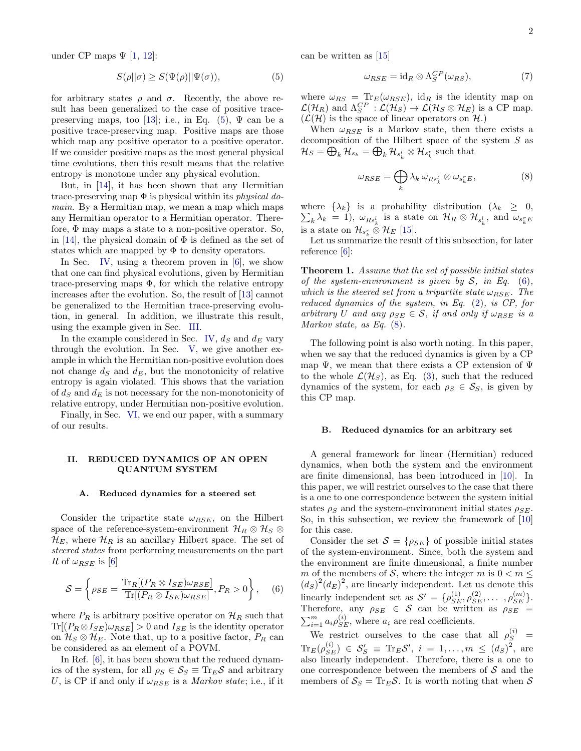under CP maps $\Psi$ [1, 12]:

$$S(\rho||\sigma) \geq S(\Psi(\rho)||\Psi(\sigma)), \tag{5}$$

for arbitrary states $\rho$ and $\sigma$. Recently, the above result has been generalized to the case of positive trace-preserving maps, too [13]; i.e., in Eq. (5), $\Psi$ can be a positive trace-preserving map. Positive maps are those which map any positive operator to a positive operator. If we consider positive maps as the most general physical time evolutions, then this result means that the relative entropy is monotone under any physical evolution.

But, in [14], it has been shown that any Hermitian trace-preserving map $\Phi$ is physical within its *physical domain*. By a Hermitian map, we mean a map which maps any Hermitian operator to a Hermitian operator. Therefore, $\Phi$ may maps a state to a non-positive operator. So, in [14], the physical domain of $\Phi$ is defined as the set of states which are mapped by $\Phi$ to density operators.

In Sec. IV, using a theorem proven in [6], we show that one can find physical evolutions, given by Hermitian trace-preserving maps $\Phi$, for which the relative entropy increases after the evolution. So, the result of [13] cannot be generalized to the Hermitian trace-preserving evolution, in general. In addition, we illustrate this result, using the example given in Sec. III.

In the example considered in Sec. IV, $d_S$ and $d_E$ vary through the evolution. In Sec. V, we give another example in which the Hermitian non-positive evolution does not change $d_S$ and $d_E$, but the monotonicity of relative entropy is again violated. This shows that the variation of $d_S$ and $d_E$ is not necessary for the non-monotonicity of relative entropy, under Hermitian non-positive evolution.

Finally, in Sec. VI, we end our paper, with a summary of our results.

## II. REDUCED DYNAMICS OF AN OPEN QUANTUM SYSTEM

### A. Reduced dynamics for a steered set

Consider the tripartite state $\omega_{RSE}$, on the Hilbert space of the reference-system-environment $\mathcal{H}_R \otimes \mathcal{H}_S \otimes \mathcal{H}_E$, where $\mathcal{H}_R$ is an ancillary Hilbert space. The set of *steered states* from performing measurements on the part $R$ of $\omega_{RSE}$ is [6]

$$\mathcal{S} = \left\{ \rho_{SE} = \frac{\mathrm{Tr}_R[(P_R \otimes I_{SE})\omega_{RSE}]}{\mathrm{Tr}[(P_R \otimes I_{SE})\omega_{RSE}]}, P_R > 0 \right\}, \tag{6}$$

where $P_R$ is arbitrary positive operator on $\mathcal{H}_R$ such that $\mathrm{Tr}[(P_R \otimes I_{SE})\omega_{RSE}] > 0$ and $I_{SE}$ is the identity operator on $\mathcal{H}_S \otimes \mathcal{H}_E$. Note that, up to a positive factor, $P_R$ can be considered as an element of a POVM.

In Ref. [6], it has been shown that the reduced dynamics of the system, for all $\rho_S \in \mathcal{S}_S \equiv \mathrm{Tr}_E\mathcal{S}$ and arbitrary $U$, is CP if and only if $\omega_{RSE}$ is a *Markov state*; i.e., if it can be written as [15]

$$\omega_{RSE} = \mathrm{id}_R \otimes \Lambda_S^{CP}(\omega_{RS}), \tag{7}$$

where $\omega_{RS} = \mathrm{Tr}_E(\omega_{RSE})$, $\mathrm{id}_R$ is the identity map on $\mathcal{L}(\mathcal{H}_R)$ and $\Lambda_S^{CP} : \mathcal{L}(\mathcal{H}_S) \to \mathcal{L}(\mathcal{H}_S \otimes \mathcal{H}_E)$ is a CP map. ($\mathcal{L}(\mathcal{H})$ is the space of linear operators on $\mathcal{H}$.)

When $\omega_{RSE}$ is a Markov state, then there exists a decomposition of the Hilbert space of the system $S$ as $\mathcal{H}_S = \bigoplus_k \mathcal{H}_{s_k} = \bigoplus_k \mathcal{H}_{s_k^l} \otimes \mathcal{H}_{s_k^r}$ such that

$$\omega_{RSE} = \bigoplus_k \lambda_k \, \omega_{Rs_k^l} \otimes \omega_{s_k^r E}, \tag{8}$$

where $\{\lambda_k\}$ is a probability distribution ($\lambda_k \geq 0$, $\sum_k \lambda_k = 1$), $\omega_{Rs_k^l}$ is a state on $\mathcal{H}_R \otimes \mathcal{H}_{s_k^l}$, and $\omega_{s_k^r E}$ is a state on $\mathcal{H}_{s_k^r} \otimes \mathcal{H}_E$ [15].

Let us summarize the result of this subsection, for later reference [6]:

**Theorem 1.** *Assume that the set of possible initial states of the system-environment is given by $\mathcal{S}$, in Eq. (6), which is the steered set from a tripartite state $\omega_{RSE}$. The reduced dynamics of the system, in Eq. (2), is CP, for arbitrary $U$ and any $\rho_{SE} \in \mathcal{S}$, if and only if $\omega_{RSE}$ is a Markov state, as Eq. (8).*

The following point is also worth noting. In this paper, when we say that the reduced dynamics is given by a CP map $\Psi$, we mean that there exists a CP extension of $\Psi$ to the whole $\mathcal{L}(\mathcal{H}_S)$, as Eq. (3), such that the reduced dynamics of the system, for each $\rho_S \in \mathcal{S}_S$, is given by this CP map.

### B. Reduced dynamics for an arbitrary set

A general framework for linear (Hermitian) reduced dynamics, when both the system and the environment are finite dimensional, has been introduced in [10]. In this paper, we will restrict ourselves to the case that there is a one to one correspondence between the system initial states $\rho_S$ and the system-environment initial states $\rho_{SE}$. So, in this subsection, we review the framework of [10] for this case.

Consider the set $\mathcal{S} = \{\rho_{SE}\}$ of possible initial states of the system-environment. Since, both the system and the environment are finite dimensional, a finite number $m$ of the members of $\mathcal{S}$, where the integer $m$ is $0 < m \leq (d_S)^2(d_E)^2$, are linearly independent. Let us denote this linearly independent set as $\mathcal{S}' = \{\rho_{SE}^{(1)}, \rho_{SE}^{(2)}, \dots, \rho_{SE}^{(m)}\}$. Therefore, any $\rho_{SE} \in \mathcal{S}$ can be written as $\rho_{SE} = \sum_{i=1}^m a_i \rho_{SE}^{(i)}$, where $a_i$ are real coefficients.

We restrict ourselves to the case that all $\rho_S^{(i)} = \mathrm{Tr}_E(\rho_{SE}^{(i)}) \in \mathcal{S}'_S \equiv \mathrm{Tr}_E\mathcal{S}'$, $i = 1, \dots, m \leq (d_S)^2$, are also linearly independent. Therefore, there is a one to one correspondence between the members of $\mathcal{S}$ and the members of $\mathcal{S}_S = \mathrm{Tr}_E\mathcal{S}$. It is worth noting that when $\mathcal{S}$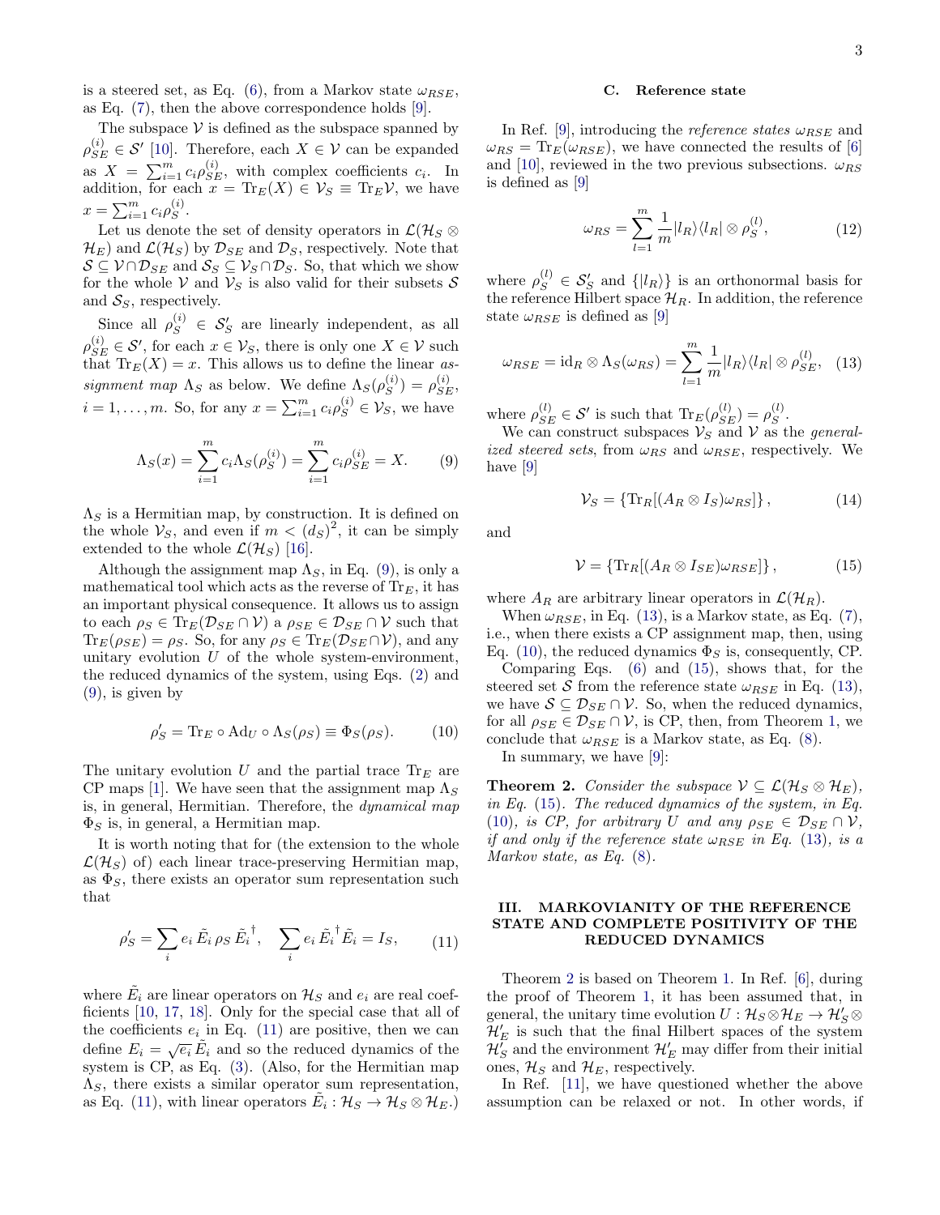is a steered set, as Eq. (6), from a Markov state $\omega_{RSE}$, as Eq. (7), then the above correspondence holds [9].

The subspace $\mathcal{V}$ is defined as the subspace spanned by $\rho_{SE}^{(i)} \in \mathcal{S}'$ [10]. Therefore, each $X \in \mathcal{V}$ can be expanded as $X = \sum_{i=1}^{m} c_i \rho_{SE}^{(i)}$, with complex coefficients $c_i$. In addition, for each $x = \mathrm{Tr}_E(X) \in \mathcal{V}_S \equiv \mathrm{Tr}_E \mathcal{V}$, we have $x = \sum_{i=1}^{m} c_i \rho_S^{(i)}$.

Let us denote the set of density operators in $\mathcal{L}(\mathcal{H}_S \otimes \mathcal{H}_E)$ and $\mathcal{L}(\mathcal{H}_S)$ by $\mathcal{D}_{SE}$ and $\mathcal{D}_S$, respectively. Note that $\mathcal{S} \subseteq \mathcal{V} \cap \mathcal{D}_{SE}$ and $\mathcal{S}_S \subseteq \mathcal{V}_S \cap \mathcal{D}_S$. So, that which we show for the whole $\mathcal{V}$ and $\mathcal{V}_S$ is also valid for their subsets $\mathcal{S}$ and $\mathcal{S}_S$, respectively.

Since all $\rho_S^{(i)} \in \mathcal{S}'_S$ are linearly independent, as all $\rho_{SE}^{(i)} \in \mathcal{S}'$, for each $x \in \mathcal{V}_S$, there is only one $X \in \mathcal{V}$ such that $\mathrm{Tr}_E(X) = x$. This allows us to define the linear *assignment map* $\Lambda_S$ as below. We define $\Lambda_S(\rho_S^{(i)}) = \rho_{SE}^{(i)}$, $i = 1, \ldots, m$. So, for any $x = \sum_{i=1}^{m} c_i \rho_S^{(i)} \in \mathcal{V}_S$, we have

$$\Lambda_S(x) = \sum_{i=1}^{m} c_i \Lambda_S(\rho_S^{(i)}) = \sum_{i=1}^{m} c_i \rho_{SE}^{(i)} = X. \tag{9}$$

$\Lambda_S$ is a Hermitian map, by construction. It is defined on the whole $\mathcal{V}_S$, and even if $m < (d_S)^2$, it can be simply extended to the whole $\mathcal{L}(\mathcal{H}_S)$ [16].

Although the assignment map $\Lambda_S$, in Eq. (9), is only a mathematical tool which acts as the reverse of $\mathrm{Tr}_E$, it has an important physical consequence. It allows us to assign to each $\rho_S \in \mathrm{Tr}_E(\mathcal{D}_{SE} \cap \mathcal{V})$ a $\rho_{SE} \in \mathcal{D}_{SE} \cap \mathcal{V}$ such that $\mathrm{Tr}_E(\rho_{SE}) = \rho_S$. So, for any $\rho_S \in \mathrm{Tr}_E(\mathcal{D}_{SE} \cap \mathcal{V})$, and any unitary evolution $U$ of the whole system-environment, the reduced dynamics of the system, using Eqs. (2) and (9), is given by

$$\rho'_S = \mathrm{Tr}_E \circ \mathrm{Ad}_U \circ \Lambda_S(\rho_S) \equiv \Phi_S(\rho_S). \tag{10}$$

The unitary evolution $U$ and the partial trace $\mathrm{Tr}_E$ are CP maps [1]. We have seen that the assignment map $\Lambda_S$ is, in general, Hermitian. Therefore, the *dynamical map* $\Phi_S$ is, in general, a Hermitian map.

It is worth noting that for (the extension to the whole $\mathcal{L}(\mathcal{H}_S)$ of) each linear trace-preserving Hermitian map, as $\Phi_S$, there exists an operator sum representation such that

$$\rho'_S = \sum_i e_i \, \tilde{E}_i \, \rho_S \, \tilde{E}_i^{\dagger}, \quad \sum_i e_i \, \tilde{E}_i^{\dagger} \tilde{E}_i = I_S, \tag{11}$$

where $\tilde{E}_i$ are linear operators on $\mathcal{H}_S$ and $e_i$ are real coefficients [10, 17, 18]. Only for the special case that all of the coefficients $e_i$ in Eq. (11) are positive, then we can define $E_i = \sqrt{e_i}\, \tilde{E}_i$ and so the reduced dynamics of the system is CP, as Eq. (3). (Also, for the Hermitian map $\Lambda_S$, there exists a similar operator sum representation, as Eq. (11), with linear operators $\tilde{E}_i : \mathcal{H}_S \to \mathcal{H}_S \otimes \mathcal{H}_E$.)

### C. Reference state

In Ref. [9], introducing the *reference states* $\omega_{RSE}$ and $\omega_{RS} = \mathrm{Tr}_E(\omega_{RSE})$, we have connected the results of [6] and [10], reviewed in the two previous subsections. $\omega_{RS}$ is defined as [9]

$$\omega_{RS} = \sum_{l=1}^{m} \frac{1}{m} |l_R\rangle\langle l_R| \otimes \rho_S^{(l)}, \tag{12}$$

where $\rho_S^{(l)} \in \mathcal{S}'_S$ and $\{|l_R\rangle\}$ is an orthonormal basis for the reference Hilbert space $\mathcal{H}_R$. In addition, the reference state $\omega_{RSE}$ is defined as [9]

$$\omega_{RSE} = \mathrm{id}_R \otimes \Lambda_S(\omega_{RS}) = \sum_{l=1}^{m} \frac{1}{m} |l_R\rangle\langle l_R| \otimes \rho_{SE}^{(l)}, \tag{13}$$

where $\rho_{SE}^{(l)} \in \mathcal{S}'$ is such that $\mathrm{Tr}_E(\rho_{SE}^{(l)}) = \rho_S^{(l)}$.

We can construct subspaces $\mathcal{V}_S$ and $\mathcal{V}$ as the *generalized steered sets*, from $\omega_{RS}$ and $\omega_{RSE}$, respectively. We have [9]

$$\mathcal{V}_S = \{\mathrm{Tr}_R[(A_R \otimes I_S)\omega_{RS}]\}, \tag{14}$$

and

$$\mathcal{V} = \{\mathrm{Tr}_R[(A_R \otimes I_{SE})\omega_{RSE}]\}, \tag{15}$$

where $A_R$ are arbitrary linear operators in $\mathcal{L}(\mathcal{H}_R)$.

When $\omega_{RSE}$, in Eq. (13), is a Markov state, as Eq. (7), i.e., when there exists a CP assignment map, then, using Eq. (10), the reduced dynamics $\Phi_S$ is, consequently, CP.

Comparing Eqs. (6) and (15), shows that, for the steered set $\mathcal{S}$ from the reference state $\omega_{RSE}$ in Eq. (13), we have $\mathcal{S} \subseteq \mathcal{D}_{SE} \cap \mathcal{V}$. So, when the reduced dynamics, for all $\rho_{SE} \in \mathcal{D}_{SE} \cap \mathcal{V}$, is CP, then, from Theorem 1, we conclude that $\omega_{RSE}$ is a Markov state, as Eq. (8).

In summary, we have [9]:

**Theorem 2.** *Consider the subspace $\mathcal{V} \subseteq \mathcal{L}(\mathcal{H}_S \otimes \mathcal{H}_E)$, in Eq. (15). The reduced dynamics of the system, in Eq. (10), is CP, for arbitrary $U$ and any $\rho_{SE} \in \mathcal{D}_{SE} \cap \mathcal{V}$, if and only if the reference state $\omega_{RSE}$ in Eq. (13), is a Markov state, as Eq. (8).*

## III. MARKOVIANITY OF THE REFERENCE STATE AND COMPLETE POSITIVITY OF THE REDUCED DYNAMICS

Theorem 2 is based on Theorem 1. In Ref. [6], during the proof of Theorem 1, it has been assumed that, in general, the unitary time evolution $U : \mathcal{H}_S \otimes \mathcal{H}_E \to \mathcal{H}'_S \otimes \mathcal{H}'_E$ is such that the final Hilbert spaces of the system $\mathcal{H}'_S$ and the environment $\mathcal{H}'_E$ may differ from their initial ones, $\mathcal{H}_S$ and $\mathcal{H}_E$, respectively.

In Ref. [11], we have questioned whether the above assumption can be relaxed or not. In other words, if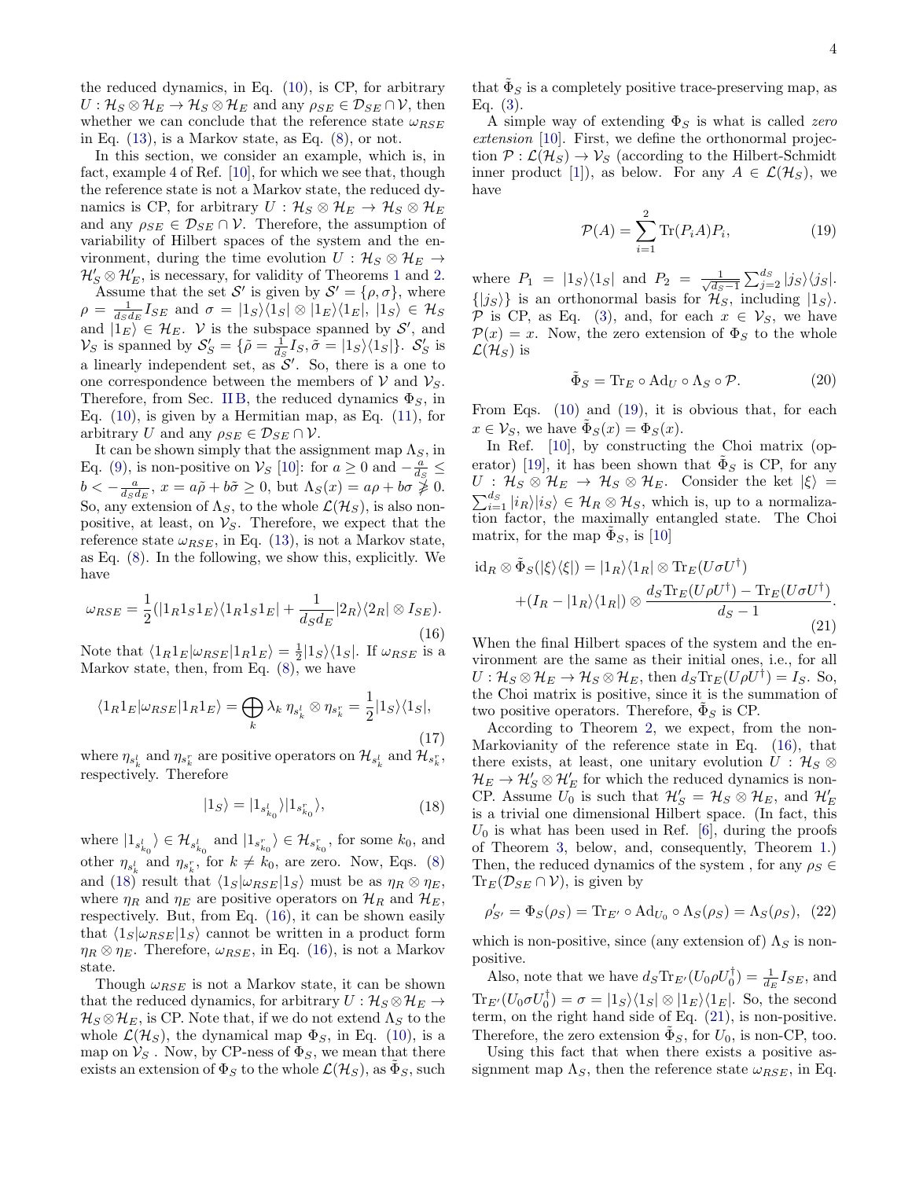the reduced dynamics, in Eq. (10), is CP, for arbitrary $U : \mathcal{H}_S \otimes \mathcal{H}_E \rightarrow \mathcal{H}_S \otimes \mathcal{H}_E$ and any $\rho_{SE} \in \mathcal{D}_{SE} \cap \mathcal{V}$, then whether we can conclude that the reference state $\omega_{RSE}$ in Eq. (13), is a Markov state, as Eq. (8), or not.

In this section, we consider an example, which is, in fact, example 4 of Ref. [10], for which we see that, though the reference state is not a Markov state, the reduced dynamics is CP, for arbitrary $U : \mathcal{H}_S \otimes \mathcal{H}_E \rightarrow \mathcal{H}_S \otimes \mathcal{H}_E$ and any $\rho_{SE} \in \mathcal{D}_{SE} \cap \mathcal{V}$. Therefore, the assumption of variability of Hilbert spaces of the system and the environment, during the time evolution $U : \mathcal{H}_S \otimes \mathcal{H}_E \rightarrow \mathcal{H}^\prime_S \otimes \mathcal{H}^\prime_E$, is necessary, for validity of Theorems 1 and 2.

Assume that the set $\mathcal{S}^\prime$ is given by $\mathcal{S}^\prime = \{\rho, \sigma\}$, where $\rho = \frac{1}{d_S d_E} I_{SE}$ and $\sigma = |1_S\rangle\langle 1_S| \otimes |1_E\rangle\langle 1_E|$, $|1_S\rangle \in \mathcal{H}_S$ and $|1_E\rangle \in \mathcal{H}_E$. $\mathcal{V}$ is the subspace spanned by $\mathcal{S}^\prime$, and $\mathcal{V}_S$ is spanned by $\mathcal{S}^\prime_S = \{\tilde{\rho} = \frac{1}{d_S} I_S, \tilde{\sigma} = |1_S\rangle\langle 1_S|\}$. $\mathcal{S}^\prime_S$ is a linearly independent set, as $\mathcal{S}^\prime$. So, there is a one to one correspondence between the members of $\mathcal{V}$ and $\mathcal{V}_S$. Therefore, from Sec. II B, the reduced dynamics $\Phi_S$, in Eq. (10), is given by a Hermitian map, as Eq. (11), for arbitrary $U$ and any $\rho_{SE} \in \mathcal{D}_{SE} \cap \mathcal{V}$.

It can be shown simply that the assignment map $\Lambda_S$, in Eq. (9), is non-positive on $\mathcal{V}_S$ [10]: for $a \geq 0$ and $-\frac{a}{d_S} \leq b < -\frac{a}{d_S d_E}$, $x = a\tilde{\rho} + b\tilde{\sigma} \geq 0$, but $\Lambda_S(x) = a\rho + b\sigma \ngeq 0$. So, any extension of $\Lambda_S$, to the whole $\mathcal{L}(\mathcal{H}_S)$, is also non-positive, at least, on $\mathcal{V}_S$. Therefore, we expect that the reference state $\omega_{RSE}$, in Eq. (13), is not a Markov state, as Eq. (8). In the following, we show this, explicitly. We have

$$\omega_{RSE} = \frac{1}{2}(|1_R 1_S 1_E\rangle\langle 1_R 1_S 1_E| + \frac{1}{d_S d_E}|2_R\rangle\langle 2_R| \otimes I_{SE}). \tag{16}$$

Note that $\langle 1_R 1_E|\omega_{RSE}|1_R 1_E\rangle = \frac{1}{2}|1_S\rangle\langle 1_S|$. If $\omega_{RSE}$ is a Markov state, then, from Eq. (8), we have

$$\langle 1_R 1_E|\omega_{RSE}|1_R 1_E\rangle = \bigoplus_k \lambda_k \, \eta_{s_k^l} \otimes \eta_{s_k^r} = \frac{1}{2}|1_S\rangle\langle 1_S|, \tag{17}$$

where $\eta_{s_k^l}$ and $\eta_{s_k^r}$ are positive operators on $\mathcal{H}_{s_k^l}$ and $\mathcal{H}_{s_k^r}$, respectively. Therefore

$$|1_S\rangle = |1_{s_{k_0}^l}\rangle|1_{s_{k_0}^r}\rangle, \tag{18}$$

where $|1_{s_{k_0}^l}\rangle \in \mathcal{H}_{s_{k_0}^l}$ and $|1_{s_{k_0}^r}\rangle \in \mathcal{H}_{s_{k_0}^r}$, for some $k_0$, and other $\eta_{s_k^l}$ and $\eta_{s_k^r}$, for $k \neq k_0$, are zero. Now, Eqs. (8) and (18) result that $\langle 1_S|\omega_{RSE}|1_S\rangle$ must be as $\eta_R \otimes \eta_E$, where $\eta_R$ and $\eta_E$ are positive operators on $\mathcal{H}_R$ and $\mathcal{H}_E$, respectively. But, from Eq. (16), it can be shown easily that $\langle 1_S|\omega_{RSE}|1_S\rangle$ cannot be written in a product form $\eta_R \otimes \eta_E$. Therefore, $\omega_{RSE}$, in Eq. (16), is not a Markov state.

Though $\omega_{RSE}$ is not a Markov state, it can be shown that the reduced dynamics, for arbitrary $U : \mathcal{H}_S \otimes \mathcal{H}_E \rightarrow \mathcal{H}_S \otimes \mathcal{H}_E$, is CP. Note that, if we do not extend $\Lambda_S$ to the whole $\mathcal{L}(\mathcal{H}_S)$, the dynamical map $\Phi_S$, in Eq. (10), is a map on $\mathcal{V}_S$ . Now, by CP-ness of $\Phi_S$, we mean that there exists an extension of $\Phi_S$ to the whole $\mathcal{L}(\mathcal{H}_S)$, as $\tilde{\Phi}_S$, such that $\tilde{\Phi}_S$ is a completely positive trace-preserving map, as Eq. (3).

A simple way of extending $\Phi_S$ is what is called *zero extension* [10]. First, we define the orthonormal projection $\mathcal{P} : \mathcal{L}(\mathcal{H}_S) \rightarrow \mathcal{V}_S$ (according to the Hilbert-Schmidt inner product [1]), as below. For any $A \in \mathcal{L}(\mathcal{H}_S)$, we have

$$\mathcal{P}(A) = \sum_{i=1}^{2} \mathrm{Tr}(P_i A) P_i, \tag{19}$$

where $P_1 = |1_S\rangle\langle 1_S|$ and $P_2 = \frac{1}{\sqrt{d_S - 1}} \sum_{j=2}^{d_S} |j_S\rangle\langle j_S|$. $\{|j_S\rangle\}$ is an orthonormal basis for $\mathcal{H}_S$, including $|1_S\rangle$. $\mathcal{P}$ is CP, as Eq. (3), and, for each $x \in \mathcal{V}_S$, we have $\mathcal{P}(x) = x$. Now, the zero extension of $\Phi_S$ to the whole $\mathcal{L}(\mathcal{H}_S)$ is

$$\tilde{\Phi}_S = \mathrm{Tr}_E \circ \mathrm{Ad}_U \circ \Lambda_S \circ \mathcal{P}. \tag{20}$$

From Eqs. (10) and (19), it is obvious that, for each $x \in \mathcal{V}_S$, we have $\tilde{\Phi}_S(x) = \Phi_S(x)$.

In Ref. [10], by constructing the Choi matrix (operator) [19], it has been shown that $\tilde{\Phi}_S$ is CP, for any $U : \mathcal{H}_S \otimes \mathcal{H}_E \rightarrow \mathcal{H}_S \otimes \mathcal{H}_E$. Consider the ket $|\xi\rangle = \sum_{i=1}^{d_S} |i_R\rangle|i_S\rangle \in \mathcal{H}_R \otimes \mathcal{H}_S$, which is, up to a normalization factor, the maximally entangled state. The Choi matrix, for the map $\tilde{\Phi}_S$, is [10]

$$\begin{aligned} \mathrm{id}_R \otimes \tilde{\Phi}_S(|\xi\rangle\langle\xi|) &= |1_R\rangle\langle 1_R| \otimes \mathrm{Tr}_E(U\sigma U^\dagger) \\ &+ (I_R - |1_R\rangle\langle 1_R|) \otimes \frac{d_S \mathrm{Tr}_E(U\rho U^\dagger) - \mathrm{Tr}_E(U\sigma U^\dagger)}{d_S - 1}. \end{aligned} \tag{21}$$

When the final Hilbert spaces of the system and the environment are the same as their initial ones, i.e., for all $U : \mathcal{H}_S \otimes \mathcal{H}_E \rightarrow \mathcal{H}_S \otimes \mathcal{H}_E$, then $d_S \mathrm{Tr}_E(U\rho U^\dagger) = I_S$. So, the Choi matrix is positive, since it is the summation of two positive operators. Therefore, $\tilde{\Phi}_S$ is CP.

According to Theorem 2, we expect, from the non-Markovianity of the reference state in Eq. (16), that there exists, at least, one unitary evolution $U : \mathcal{H}_S \otimes \mathcal{H}_E \rightarrow \mathcal{H}^\prime_S \otimes \mathcal{H}^\prime_E$ for which the reduced dynamics is non-CP. Assume $U_0$ is such that $\mathcal{H}^\prime_S = \mathcal{H}_S \otimes \mathcal{H}_E$, and $\mathcal{H}^\prime_E$ is a trivial one dimensional Hilbert space. (In fact, this $U_0$ is what has been used in Ref. [6], during the proofs of Theorem 3, below, and, consequently, Theorem 1.) Then, the reduced dynamics of the system , for any $\rho_S \in \mathrm{Tr}_E(\mathcal{D}_{SE} \cap \mathcal{V})$, is given by

$$\rho^\prime_{S^\prime} = \Phi_S(\rho_S) = \mathrm{Tr}_{E^\prime} \circ \mathrm{Ad}_{U_0} \circ \Lambda_S(\rho_S) = \Lambda_S(\rho_S), \tag{22}$$

which is non-positive, since (any extension of) $\Lambda_S$ is non-positive.

Also, note that we have $d_S \mathrm{Tr}_{E^\prime}(U_0 \rho U_0^\dagger) = \frac{1}{d_E} I_{SE}$, and $\mathrm{Tr}_{E^\prime}(U_0 \sigma U_0^\dagger) = \sigma = |1_S\rangle\langle 1_S| \otimes |1_E\rangle\langle 1_E|$. So, the second term, on the right hand side of Eq. (21), is non-positive. Therefore, the zero extension $\tilde{\Phi}_S$, for $U_0$, is non-CP, too.

Using this fact that when there exists a positive assignment map $\Lambda_S$, then the reference state $\omega_{RSE}$, in Eq.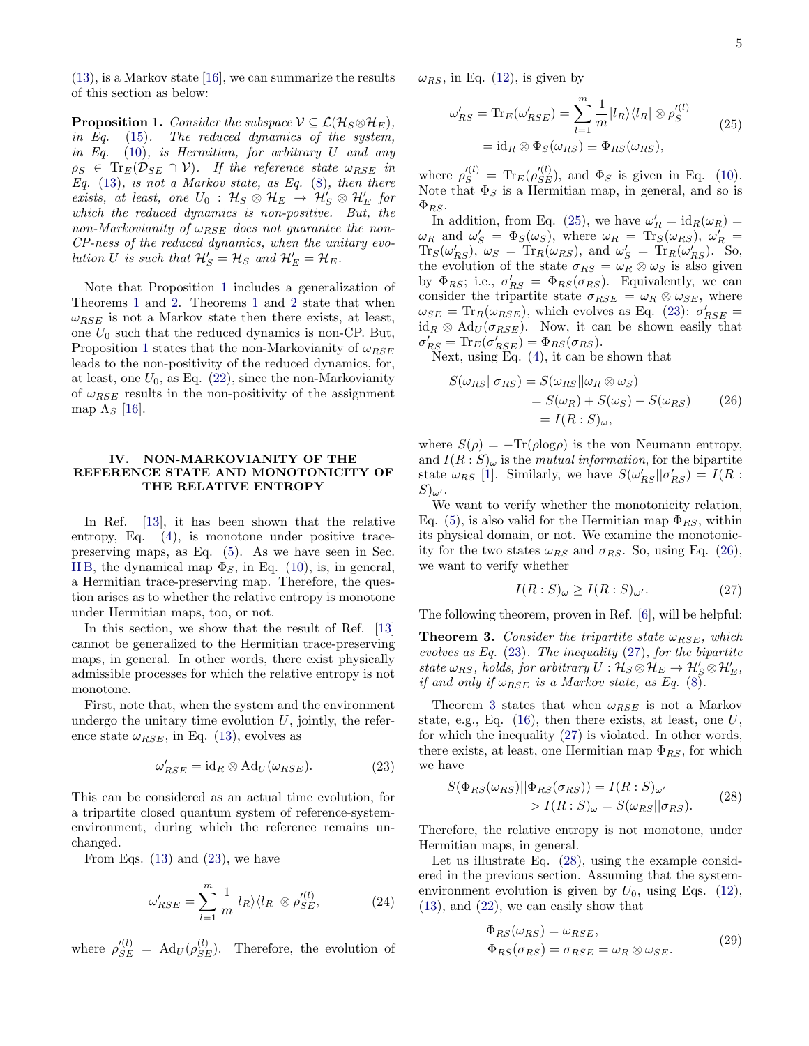(13), is a Markov state [16], we can summarize the results of this section as below:

**Proposition 1.** *Consider the subspace $\mathcal{V} \subseteq \mathcal{L}(\mathcal{H}_S \otimes \mathcal{H}_E)$, in Eq. (15). The reduced dynamics of the system, in Eq. (10), is Hermitian, for arbitrary $U$ and any $\rho_S \in \mathrm{Tr}_E(\mathcal{D}_{SE} \cap \mathcal{V})$. If the reference state $\omega_{RSE}$ in Eq. (13), is not a Markov state, as Eq. (8), then there exists, at least, one $U_0 : \mathcal{H}_S \otimes \mathcal{H}_E \to \mathcal{H}'_S \otimes \mathcal{H}'_E$ for which the reduced dynamics is non-positive. But, the non-Markovianity of $\omega_{RSE}$ does not guarantee the non-CP-ness of the reduced dynamics, when the unitary evolution $U$ is such that $\mathcal{H}'_S = \mathcal{H}_S$ and $\mathcal{H}'_E = \mathcal{H}_E$.*

Note that Proposition 1 includes a generalization of Theorems 1 and 2. Theorems 1 and 2 state that when $\omega_{RSE}$ is not a Markov state then there exists, at least, one $U_0$ such that the reduced dynamics is non-CP. But, Proposition 1 states that the non-Markovianity of $\omega_{RSE}$ leads to the non-positivity of the reduced dynamics, for, at least, one $U_0$, as Eq. (22), since the non-Markovianity of $\omega_{RSE}$ results in the non-positivity of the assignment map $\Lambda_S$ [16].

## IV. NON-MARKOVIANITY OF THE REFERENCE STATE AND MONOTONICITY OF THE RELATIVE ENTROPY

In Ref. [13], it has been shown that the relative entropy, Eq. (4), is monotone under positive trace-preserving maps, as Eq. (5). As we have seen in Sec. II B, the dynamical map $\Phi_S$, in Eq. (10), is, in general, a Hermitian trace-preserving map. Therefore, the question arises as to whether the relative entropy is monotone under Hermitian maps, too, or not.

In this section, we show that the result of Ref. [13] cannot be generalized to the Hermitian trace-preserving maps, in general. In other words, there exist physically admissible processes for which the relative entropy is not monotone.

First, note that, when the system and the environment undergo the unitary time evolution $U$, jointly, the reference state $\omega_{RSE}$, in Eq. (13), evolves as

$$\omega'_{RSE} = \mathrm{id}_R \otimes \mathrm{Ad}_U(\omega_{RSE}). \tag{23}$$

This can be considered as an actual time evolution, for a tripartite closed quantum system of reference-system-environment, during which the reference remains unchanged.

From Eqs. (13) and (23), we have

$$\omega'_{RSE} = \sum_{l=1}^{m} \frac{1}{m} |l_R\rangle\langle l_R| \otimes \rho'^{(l)}_{SE}, \tag{24}$$

where $\rho'^{(l)}_{SE} = \mathrm{Ad}_U(\rho^{(l)}_{SE})$. Therefore, the evolution of $\omega_{RS}$, in Eq. (12), is given by

$$\begin{aligned} \omega'_{RS} = \mathrm{Tr}_E(\omega'_{RSE}) &= \sum_{l=1}^{m} \frac{1}{m} |l_R\rangle\langle l_R| \otimes \rho'^{(l)}_{S} \\ &= \mathrm{id}_R \otimes \Phi_S(\omega_{RS}) \equiv \Phi_{RS}(\omega_{RS}), \end{aligned} \tag{25}$$

where $\rho'^{(l)}_{S} = \mathrm{Tr}_E(\rho'^{(l)}_{SE})$, and $\Phi_S$ is given in Eq. (10). Note that $\Phi_S$ is a Hermitian map, in general, and so is $\Phi_{RS}$.

In addition, from Eq. (25), we have $\omega'_R = \mathrm{id}_R(\omega_R) = \omega_R$ and $\omega'_S = \Phi_S(\omega_S)$, where $\omega_R = \mathrm{Tr}_S(\omega_{RS})$, $\omega'_R = \mathrm{Tr}_S(\omega'_{RS})$, $\omega_S = \mathrm{Tr}_R(\omega_{RS})$, and $\omega'_S = \mathrm{Tr}_R(\omega'_{RS})$. So, the evolution of the state $\sigma_{RS} = \omega_R \otimes \omega_S$ is also given by $\Phi_{RS}$; i.e., $\sigma'_{RS} = \Phi_{RS}(\sigma_{RS})$. Equivalently, we can consider the tripartite state $\sigma_{RSE} = \omega_R \otimes \omega_{SE}$, where $\omega_{SE} = \mathrm{Tr}_R(\omega_{RSE})$, which evolves as Eq. (23): $\sigma'_{RSE} = \mathrm{id}_R \otimes \mathrm{Ad}_U(\sigma_{RSE})$. Now, it can be shown easily that $\sigma'_{RS} = \mathrm{Tr}_E(\sigma'_{RSE}) = \Phi_{RS}(\sigma_{RS})$.

Next, using Eq. (4), it can be shown that

$$\begin{aligned} S(\omega_{RS}||\sigma_{RS}) &= S(\omega_{RS}||\omega_R \otimes \omega_S) \\ &= S(\omega_R) + S(\omega_S) - S(\omega_{RS}) \\ &= I(R:S)_\omega, \end{aligned} \tag{26}$$

where $S(\rho) = -\mathrm{Tr}(\rho \log \rho)$ is the von Neumann entropy, and $I(R:S)_\omega$ is the *mutual information*, for the bipartite state $\omega_{RS}$ [1]. Similarly, we have $S(\omega'_{RS}||\sigma'_{RS}) = I(R:S)_{\omega'}$.

We want to verify whether the monotonicity relation, Eq. (5), is also valid for the Hermitian map $\Phi_{RS}$, within its physical domain, or not. We examine the monotonicity for the two states $\omega_{RS}$ and $\sigma_{RS}$. So, using Eq. (26), we want to verify whether

$$I(R:S)_\omega \geq I(R:S)_{\omega'}. \tag{27}$$

The following theorem, proven in Ref. [6], will be helpful:

**Theorem 3.** *Consider the tripartite state $\omega_{RSE}$, which evolves as Eq. (23). The inequality (27), for the bipartite state $\omega_{RS}$, holds, for arbitrary $U : \mathcal{H}_S \otimes \mathcal{H}_E \to \mathcal{H}'_S \otimes \mathcal{H}'_E$, if and only if $\omega_{RSE}$ is a Markov state, as Eq. (8).*

Theorem 3 states that when $\omega_{RSE}$ is not a Markov state, e.g., Eq. (16), then there exists, at least, one $U$, for which the inequality (27) is violated. In other words, there exists, at least, one Hermitian map $\Phi_{RS}$, for which we have

$$\begin{aligned} S(\Phi_{RS}(\omega_{RS})||\Phi_{RS}(\sigma_{RS})) &= I(R:S)_{\omega'} \\ &> I(R:S)_\omega = S(\omega_{RS}||\sigma_{RS}). \end{aligned} \tag{28}$$

Therefore, the relative entropy is not monotone, under Hermitian maps, in general.

Let us illustrate Eq. (28), using the example considered in the previous section. Assuming that the system-environment evolution is given by $U_0$, using Eqs. (12), (13), and (22), we can easily show that

$$\begin{aligned} \Phi_{RS}(\omega_{RS}) &= \omega_{RSE}, \\ \Phi_{RS}(\sigma_{RS}) &= \sigma_{RSE} = \omega_R \otimes \omega_{SE}. \end{aligned} \tag{29}$$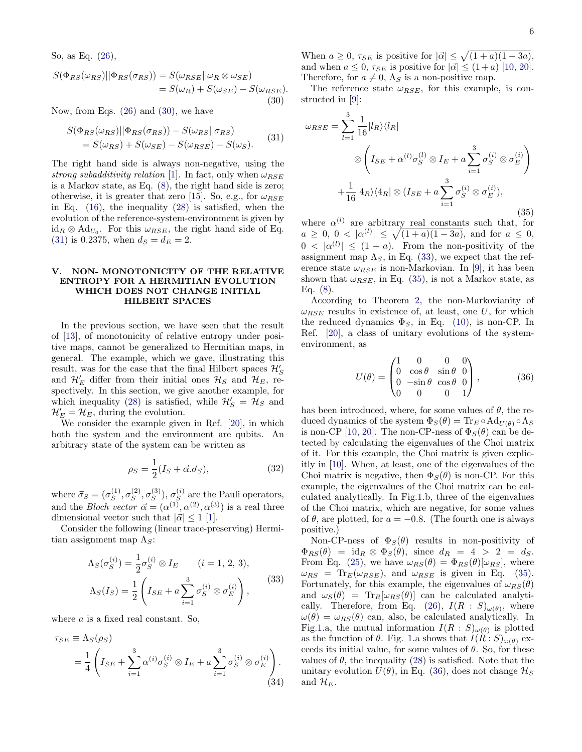So, as Eq. (26),

$$
\begin{aligned}
S(\Phi_{RS}(\omega_{RS})||\Phi_{RS}(\sigma_{RS})) &= S(\omega_{RSE}||\omega_R\otimes\omega_{SE}) \\
&= S(\omega_R)+S(\omega_{SE})-S(\omega_{RSE}).
\end{aligned} \tag{30}
$$

Now, from Eqs. (26) and (30), we have

$$
\begin{aligned}
&S(\Phi_{RS}(\omega_{RS})||\Phi_{RS}(\sigma_{RS}))-S(\omega_{RS}||\sigma_{RS}) \\
&\quad = S(\omega_{RS})+S(\omega_{SE})-S(\omega_{RSE})-S(\omega_S).
\end{aligned} \tag{31}
$$

The right hand side is always non-negative, using the *strong subadditivity relation* [1]. In fact, only when $\omega_{RSE}$ is a Markov state, as Eq. (8), the right hand side is zero; otherwise, it is greater that zero [15]. So, e.g., for $\omega_{RSE}$ in Eq. (16), the inequality (28) is satisfied, when the evolution of the reference-system-environment is given by $\mathrm{id}_R\otimes\mathrm{Ad}_{U_0}$. For this $\omega_{RSE}$, the right hand side of Eq. (31) is 0.2375, when $d_S=d_E=2$.

## V. NON- MONOTONICITY OF THE RELATIVE ENTROPY FOR A HERMITIAN EVOLUTION WHICH DOES NOT CHANGE INITIAL HILBERT SPACES

In the previous section, we have seen that the result of [13], of monotonicity of relative entropy under positive maps, cannot be generalized to Hermitian maps, in general. The example, which we gave, illustrating this result, was for the case that the final Hilbert spaces $\mathcal{H}_S^\prime$ and $\mathcal{H}_E^\prime$ differ from their initial ones $\mathcal{H}_S$ and $\mathcal{H}_E$, respectively. In this section, we give another example, for which inequality (28) is satisfied, while $\mathcal{H}_S^\prime=\mathcal{H}_S$ and $\mathcal{H}_E^\prime=\mathcal{H}_E$, during the evolution.

We consider the example given in Ref. [20], in which both the system and the environment are qubits. An arbitrary state of the system can be written as

$$
\rho_S=\frac{1}{2}(I_S+\vec{\alpha}.\vec{\sigma}_S), \tag{32}
$$

where $\vec{\sigma}_S=(\sigma_S^{(1)},\sigma_S^{(2)},\sigma_S^{(3)})$, $\sigma_S^{(i)}$ are the Pauli operators, and the *Bloch vector* $\vec{\alpha}=(\alpha^{(1)},\alpha^{(2)},\alpha^{(3)})$ is a real three dimensional vector such that $|\vec{\alpha}|\leq 1$ [1].

Consider the following (linear trace-preserving) Hermitian assignment map $\Lambda_S$:

$$
\begin{aligned}
&\Lambda_S(\sigma_S^{(i)})=\frac{1}{2}\sigma_S^{(i)}\otimes I_E \qquad (i=1,\,2,\,3), \\
&\Lambda_S(I_S)=\frac{1}{2}\left(I_{SE}+a\sum_{i=1}^{3}\sigma_S^{(i)}\otimes\sigma_E^{(i)}\right),
\end{aligned} \tag{33}
$$

where $a$ is a fixed real constant. So,

$$
\begin{aligned}
\tau_{SE}&\equiv\Lambda_S(\rho_S) \\
&=\frac{1}{4}\left(I_{SE}+\sum_{i=1}^{3}\alpha^{(i)}\sigma_S^{(i)}\otimes I_E+a\sum_{i=1}^{3}\sigma_S^{(i)}\otimes\sigma_E^{(i)}\right).
\end{aligned} \tag{34}
$$

When $a\geq 0$, $\tau_{SE}$ is positive for $|\vec{\alpha}|\leq\sqrt{(1+a)(1-3a)}$, and when $a\leq 0$, $\tau_{SE}$ is positive for $|\vec{\alpha}|\leq(1+a)$ [10, 20]. Therefore, for $a\neq 0$, $\Lambda_S$ is a non-positive map.

The reference state $\omega_{RSE}$, for this example, is constructed in [9]:

$$
\begin{aligned}
\omega_{RSE}=&\sum_{l=1}^{3}\frac{1}{16}|l_R\rangle\langle l_R| \\
&\otimes\left(I_{SE}+\alpha^{(l)}\sigma_S^{(l)}\otimes I_E+a\sum_{i=1}^{3}\sigma_S^{(i)}\otimes\sigma_E^{(i)}\right) \\
&+\frac{1}{16}|4_R\rangle\langle 4_R|\otimes(I_{SE}+a\sum_{i=1}^{3}\sigma_S^{(i)}\otimes\sigma_E^{(i)}),
\end{aligned} \tag{35}
$$

where $\alpha^{(l)}$ are arbitrary real constants such that, for $a\geq 0$, $0<|\alpha^{(l)}|\leq\sqrt{(1+a)(1-3a)}$, and for $a\leq 0$, $0<|\alpha^{(l)}|\leq(1+a)$. From the non-positivity of the assignment map $\Lambda_S$, in Eq. (33), we expect that the reference state $\omega_{RSE}$ is non-Markovian. In [9], it has been shown that $\omega_{RSE}$, in Eq. (35), is not a Markov state, as Eq. (8).

According to Theorem 2, the non-Markovianity of $\omega_{RSE}$ results in existence of, at least, one $U$, for which the reduced dynamics $\Phi_S$, in Eq. (10), is non-CP. In Ref. [20], a class of unitary evolutions of the system-environment, as

$$
U(\theta)=\begin{pmatrix}1&0&0&0\\0&\cos\theta&\sin\theta&0\\0&-\sin\theta&\cos\theta&0\\0&0&0&1\end{pmatrix}, \tag{36}
$$

has been introduced, where, for some values of $\theta$, the reduced dynamics of the system $\Phi_S(\theta)=\mathrm{Tr}_E\circ\mathrm{Ad}_{U(\theta)}\circ\Lambda_S$ is non-CP [10, 20]. The non-CP-ness of $\Phi_S(\theta)$ can be detected by calculating the eigenvalues of the Choi matrix of it. For this example, the Choi matrix is given explicitly in [10]. When, at least, one of the eigenvalues of the Choi matrix is negative, then $\Phi_S(\theta)$ is non-CP. For this example, the eigenvalues of the Choi matrix can be calculated analytically. In Fig.1.b, three of the eigenvalues of the Choi matrix, which are negative, for some values of $\theta$, are plotted, for $a=-0.8$. (The fourth one is always positive.)

Non-CP-ness of $\Phi_S(\theta)$ results in non-positivity of $\Phi_{RS}(\theta)=\mathrm{id}_R\otimes\Phi_S(\theta)$, since $d_R=4>2=d_S$. From Eq. (25), we have $\omega_{RS}(\theta)=\Phi_{RS}(\theta)[\omega_{RS}]$, where $\omega_{RS}=\mathrm{Tr}_E(\omega_{RSE})$, and $\omega_{RSE}$ is given in Eq. (35). Fortunately, for this example, the eigenvalues of $\omega_{RS}(\theta)$ and $\omega_S(\theta)=\mathrm{Tr}_R[\omega_{RS}(\theta)]$ can be calculated analytically. Therefore, from Eq. (26), $I(R:S)_{\omega(\theta)}$, where $\omega(\theta)=\omega_{RS}(\theta)$ can, also, be calculated analytically. In Fig.1.a, the mutual information $I(R:S)_{\omega(\theta)}$ is plotted as the function of $\theta$. Fig. 1.a shows that $I(R:S)_{\omega(\theta)}$ exceeds its initial value, for some values of $\theta$. So, for these values of $\theta$, the inequality (28) is satisfied. Note that the unitary evolution $U(\theta)$, in Eq. (36), does not change $\mathcal{H}_S$ and $\mathcal{H}_E$.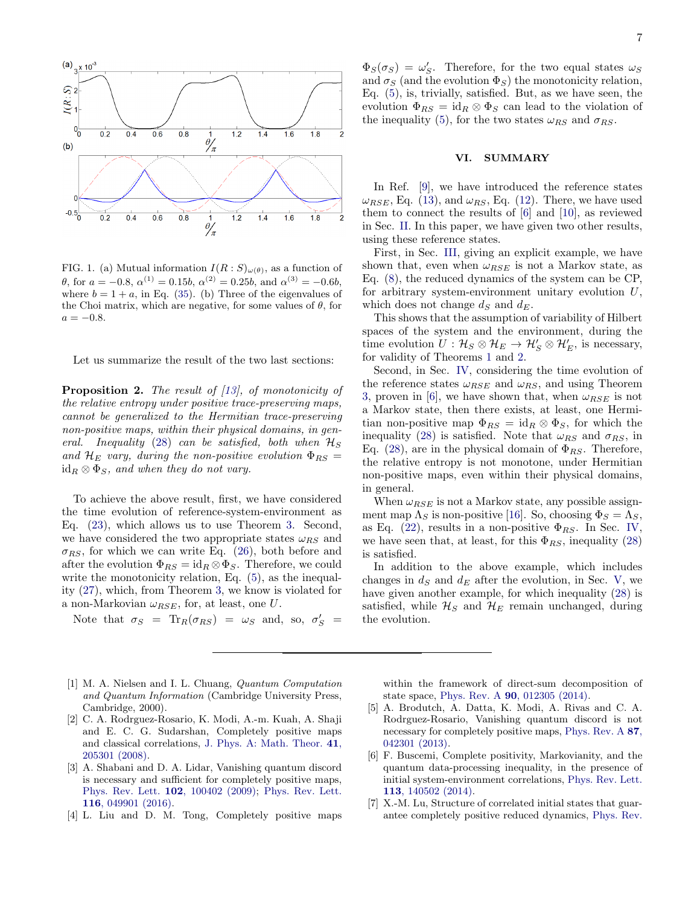FIG. 1. (a) Mutual information $I(R:S)_{\omega(\theta)}$, as a function of $\theta$, for $a=-0.8$, $\alpha^{(1)}=0.15b$, $\alpha^{(2)}=0.25b$, and $\alpha^{(3)}=-0.6b$, where $b=1+a$, in Eq. (35). (b) Three of the eigenvalues of the Choi matrix, which are negative, for some values of $\theta$, for $a=-0.8$.

Let us summarize the result of the two last sections:

**Proposition 2.** *The result of [13], of monotonicity of the relative entropy under positive trace-preserving maps, cannot be generalized to the Hermitian trace-preserving non-positive maps, within their physical domains, in general. Inequality (28) can be satisfied, both when $\mathcal{H}_S$ and $\mathcal{H}_E$ vary, during the non-positive evolution $\Phi_{RS} = \mathrm{id}_R \otimes \Phi_S$, and when they do not vary.*

To achieve the above result, first, we have considered the time evolution of reference-system-environment as Eq. (23), which allows us to use Theorem 3. Second, we have considered the two appropriate states $\omega_{RS}$ and $\sigma_{RS}$, for which we can write Eq. (26), both before and after the evolution $\Phi_{RS} = \mathrm{id}_R \otimes \Phi_S$. Therefore, we could write the monotonicity relation, Eq. (5), as the inequality (27), which, from Theorem 3, we know is violated for a non-Markovian $\omega_{RSE}$, for, at least, one $U$.

Note that $\sigma_S = \mathrm{Tr}_R(\sigma_{RS}) = \omega_S$ and, so, $\sigma'_S = \Phi_S(\sigma_S) = \omega'_S$. Therefore, for the two equal states $\omega_S$ and $\sigma_S$ (and the evolution $\Phi_S$) the monotonicity relation, Eq. (5), is, trivially, satisfied. But, as we have seen, the evolution $\Phi_{RS} = \mathrm{id}_R \otimes \Phi_S$ can lead to the violation of the inequality (5), for the two states $\omega_{RS}$ and $\sigma_{RS}$.

## VI. SUMMARY

In Ref. [9], we have introduced the reference states $\omega_{RSE}$, Eq. (13), and $\omega_{RS}$, Eq. (12). There, we have used them to connect the results of [6] and [10], as reviewed in Sec. II. In this paper, we have given two other results, using these reference states.

First, in Sec. III, giving an explicit example, we have shown that, even when $\omega_{RSE}$ is not a Markov state, as Eq. (8), the reduced dynamics of the system can be CP, for arbitrary system-environment unitary evolution $U$, which does not change $d_S$ and $d_E$.

This shows that the assumption of variability of Hilbert spaces of the system and the environment, during the time evolution $U : \mathcal{H}_S \otimes \mathcal{H}_E \to \mathcal{H}'_S \otimes \mathcal{H}'_E$, is necessary, for validity of Theorems 1 and 2.

Second, in Sec. IV, considering the time evolution of the reference states $\omega_{RSE}$ and $\omega_{RS}$, and using Theorem 3, proven in [6], we have shown that, when $\omega_{RSE}$ is not a Markov state, then there exists, at least, one Hermitian non-positive map $\Phi_{RS} = \mathrm{id}_R \otimes \Phi_S$, for which the inequality (28) is satisfied. Note that $\omega_{RS}$ and $\sigma_{RS}$, in Eq. (28), are in the physical domain of $\Phi_{RS}$. Therefore, the relative entropy is not monotone, under Hermitian non-positive maps, even within their physical domains, in general.

When $\omega_{RSE}$ is not a Markov state, any possible assignment map $\Lambda_S$ is non-positive [16]. So, choosing $\Phi_S = \Lambda_S$, as Eq. (22), results in a non-positive $\Phi_{RS}$. In Sec. IV, we have seen that, at least, for this $\Phi_{RS}$, inequality (28) is satisfied.

In addition to the above example, which includes changes in $d_S$ and $d_E$ after the evolution, in Sec. V, we have given another example, for which inequality (28) is satisfied, while $\mathcal{H}_S$ and $\mathcal{H}_E$ remain unchanged, during the evolution.

---

[1] M. A. Nielsen and I. L. Chuang, *Quantum Computation and Quantum Information* (Cambridge University Press, Cambridge, 2000).

[2] C. A. Rodrguez-Rosario, K. Modi, A.-m. Kuah, A. Shaji and E. C. G. Sudarshan, Completely positive maps and classical correlations, J. Phys. A: Math. Theor. **41**, 205301 (2008).

[3] A. Shabani and D. A. Lidar, Vanishing quantum discord is necessary and sufficient for completely positive maps, Phys. Rev. Lett. **102**, 100402 (2009); Phys. Rev. Lett. **116**, 049901 (2016).

[4] L. Liu and D. M. Tong, Completely positive maps within the framework of direct-sum decomposition of state space, Phys. Rev. A **90**, 012305 (2014).

[5] A. Brodutch, A. Datta, K. Modi, A. Rivas and C. A. Rodrguez-Rosario, Vanishing quantum discord is not necessary for completely positive maps, Phys. Rev. A **87**, 042301 (2013).

[6] F. Buscemi, Complete positivity, Markovianity, and the quantum data-processing inequality, in the presence of initial system-environment correlations, Phys. Rev. Lett. **113**, 140502 (2014).

[7] X.-M. Lu, Structure of correlated initial states that guarantee completely positive reduced dynamics, Phys. Rev.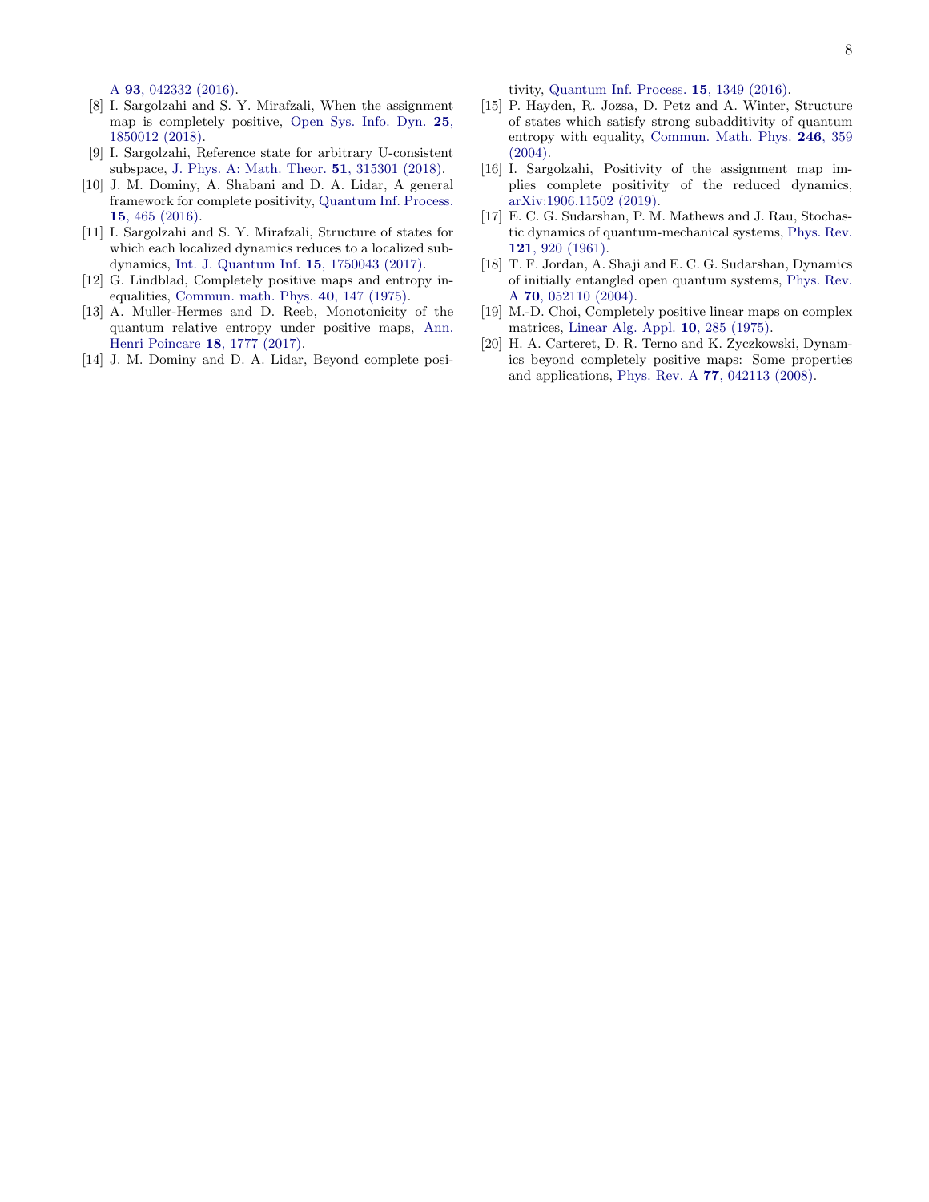A **93**, 042332 (2016).

[8] I. Sargolzahi and S. Y. Mirafzali, When the assignment map is completely positive, Open Sys. Info. Dyn. **25**, 1850012 (2018).

[9] I. Sargolzahi, Reference state for arbitrary U-consistent subspace, J. Phys. A: Math. Theor. **51**, 315301 (2018).

[10] J. M. Dominy, A. Shabani and D. A. Lidar, A general framework for complete positivity, Quantum Inf. Process. **15**, 465 (2016).

[11] I. Sargolzahi and S. Y. Mirafzali, Structure of states for which each localized dynamics reduces to a localized subdynamics, Int. J. Quantum Inf. **15**, 1750043 (2017).

[12] G. Lindblad, Completely positive maps and entropy inequalities, Commun. math. Phys. **40**, 147 (1975).

[13] A. Muller-Hermes and D. Reeb, Monotonicity of the quantum relative entropy under positive maps, Ann. Henri Poincare **18**, 1777 (2017).

[14] J. M. Dominy and D. A. Lidar, Beyond complete positivity, Quantum Inf. Process. **15**, 1349 (2016).

[15] P. Hayden, R. Jozsa, D. Petz and A. Winter, Structure of states which satisfy strong subadditivity of quantum entropy with equality, Commun. Math. Phys. **246**, 359 (2004).

[16] I. Sargolzahi, Positivity of the assignment map implies complete positivity of the reduced dynamics, arXiv:1906.11502 (2019).

[17] E. C. G. Sudarshan, P. M. Mathews and J. Rau, Stochastic dynamics of quantum-mechanical systems, Phys. Rev. **121**, 920 (1961).

[18] T. F. Jordan, A. Shaji and E. C. G. Sudarshan, Dynamics of initially entangled open quantum systems, Phys. Rev. A **70**, 052110 (2004).

[19] M.-D. Choi, Completely positive linear maps on complex matrices, Linear Alg. Appl. **10**, 285 (1975).

[20] H. A. Carteret, D. R. Terno and K. Zyczkowski, Dynamics beyond completely positive maps: Some properties and applications, Phys. Rev. A **77**, 042113 (2008).